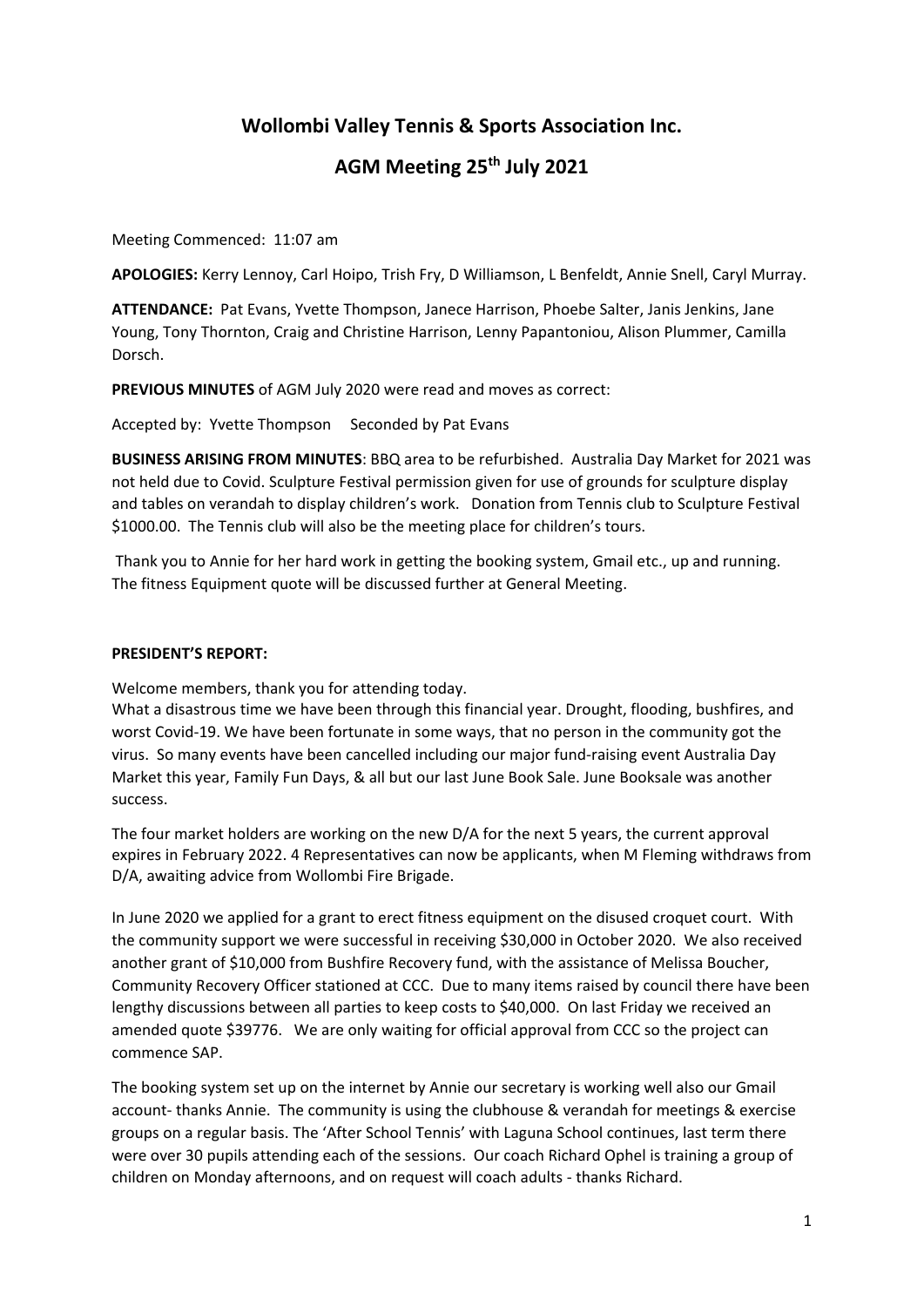# Wollombi Valley Tennis & Sports Association Inc.

## AGM Meeting 25th July 2021

Meeting Commenced: 11:07 am

**APOLOGIES:** Kerry Lennoy, Carl Hoipo, Trish Fry, D Williamson, L Benfeldt, Annie Snell, Caryl Murray.

**ATTENDANCE:** Pat Evans, Yvette Thompson, Janece Harrison, Phoebe Salter, Janis Jenkins, Jane Young, Tony Thornton, Craig and Christine Harrison, Lenny Papantoniou, Alison Plummer, Camilla Dorsch.

**PREVIOUS MINUTES** of AGM July 2020 were read and moves as correct:

Accepted by: Yvette Thompson Seconded by Pat Evans

**BUSINESS ARISING FROM MINUTES**: BBQ area to be refurbished. Australia Day Market for 2021 was not held due to Covid. Sculpture Festival permission given for use of grounds for sculpture display and tables on verandah to display children's work. Donation from Tennis club to Sculpture Festival $1000.00. The Tennis club will also be the meeting place for children's tours.

Thank you to Annie for her hard work in getting the booking system, Gmail etc., up and running. The fitness Equipment quote will be discussed further at General Meeting.

**PRESIDENT'S REPORT:**

Welcome members, thank you for attending today.
What a disastrous time we have been through this financial year. Drought, flooding, bushfires, and worst Covid-19. We have been fortunate in some ways, that no person in the community got the virus. So many events have been cancelled including our major fund-raising event Australia Day Market this year, Family Fun Days, & all but our last June Book Sale. June Booksale was another success.

The four market holders are working on the new D/A for the next 5 years, the current approval expires in February 2022. 4 Representatives can now be applicants, when M Fleming withdraws from D/A, awaiting advice from Wollombi Fire Brigade.

In June 2020 we applied for a grant to erect fitness equipment on the disused croquet court. With the community support we were successful in receiving $30,000 in October 2020. We also received another grant of $10,000 from Bushfire Recovery fund, with the assistance of Melissa Boucher, Community Recovery Officer stationed at CCC. Due to many items raised by council there have been lengthy discussions between all parties to keep costs to $40,000. On last Friday we received an amended quote $39776. We are only waiting for official approval from CCC so the project can commence SAP.

The booking system set up on the internet by Annie our secretary is working well also our Gmail account- thanks Annie. The community is using the clubhouse & verandah for meetings & exercise groups on a regular basis. The 'After School Tennis' with Laguna School continues, last term there were over 30 pupils attending each of the sessions. Our coach Richard Ophel is training a group of children on Monday afternoons, and on request will coach adults - thanks Richard.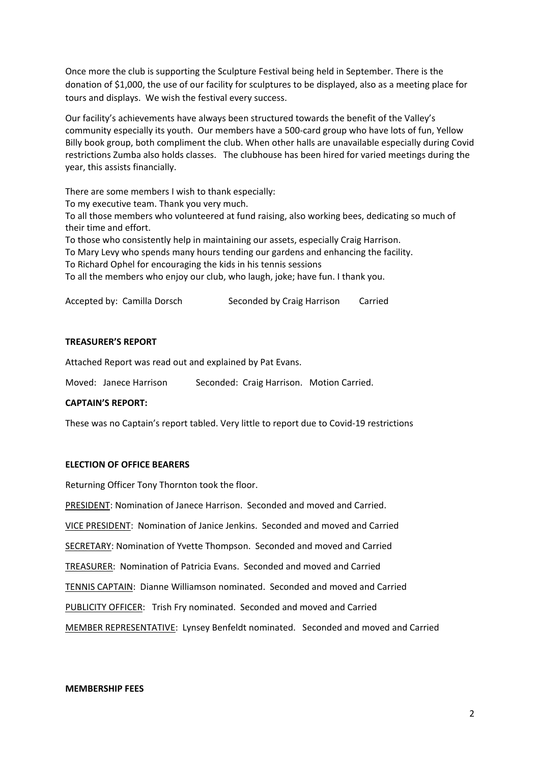Once more the club is supporting the Sculpture Festival being held in September. There is the donation of $1,000, the use of our facility for sculptures to be displayed, also as a meeting place for tours and displays. We wish the festival every success.

Our facility's achievements have always been structured towards the benefit of the Valley's community especially its youth. Our members have a 500-card group who have lots of fun, Yellow Billy book group, both compliment the club. When other halls are unavailable especially during Covid restrictions Zumba also holds classes. The clubhouse has been hired for varied meetings during the year, this assists financially.

There are some members I wish to thank especially:
To my executive team. Thank you very much.
To all those members who volunteered at fund raising, also working bees, dedicating so much of their time and effort.
To those who consistently help in maintaining our assets, especially Craig Harrison.
To Mary Levy who spends many hours tending our gardens and enhancing the facility.
To Richard Ophel for encouraging the kids in his tennis sessions
To all the members who enjoy our club, who laugh, joke; have fun. I thank you.

Accepted by: Camilla Dorsch    Seconded by Craig Harrison    Carried

**TREASURER'S REPORT**

Attached Report was read out and explained by Pat Evans.

Moved: Janece Harrison    Seconded: Craig Harrison. Motion Carried.

**CAPTAIN'S REPORT:**

These was no Captain's report tabled. Very little to report due to Covid-19 restrictions

**ELECTION OF OFFICE BEARERS**

Returning Officer Tony Thornton took the floor.

PRESIDENT: Nomination of Janece Harrison. Seconded and moved and Carried.

VICE PRESIDENT: Nomination of Janice Jenkins. Seconded and moved and Carried

SECRETARY: Nomination of Yvette Thompson. Seconded and moved and Carried

TREASURER: Nomination of Patricia Evans. Seconded and moved and Carried

TENNIS CAPTAIN: Dianne Williamson nominated. Seconded and moved and Carried

PUBLICITY OFFICER: Trish Fry nominated. Seconded and moved and Carried

MEMBER REPRESENTATIVE: Lynsey Benfeldt nominated. Seconded and moved and Carried

**MEMBERSHIP FEES**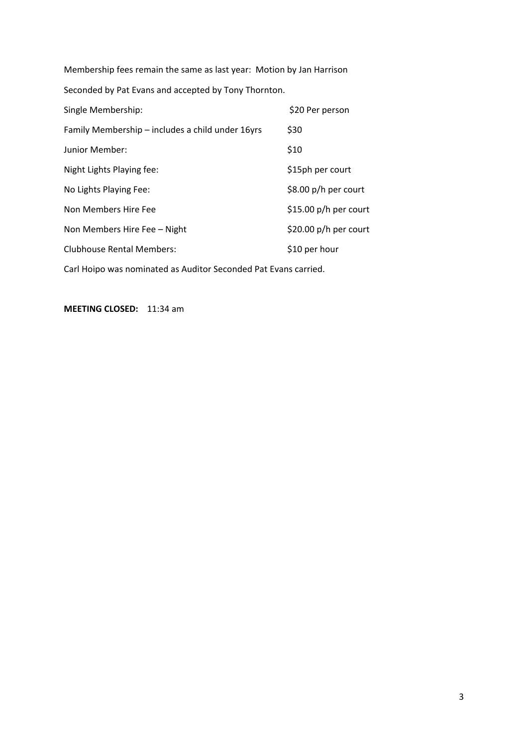Membership fees remain the same as last year: Motion by Jan Harrison

Seconded by Pat Evans and accepted by Tony Thornton.

| | |
|---|---|
| Single Membership: | $20 Per person |
| Family Membership – includes a child under 16yrs | $30 |
| Junior Member: | $10 |
| Night Lights Playing fee: | $15ph per court |
| No Lights Playing Fee: | $8.00 p/h per court |
| Non Members Hire Fee | $15.00 p/h per court |
| Non Members Hire Fee – Night | $20.00 p/h per court |
| Clubhouse Rental Members: | $10 per hour |

Carl Hoipo was nominated as Auditor Seconded Pat Evans carried.

**MEETING CLOSED:** 11:34 am